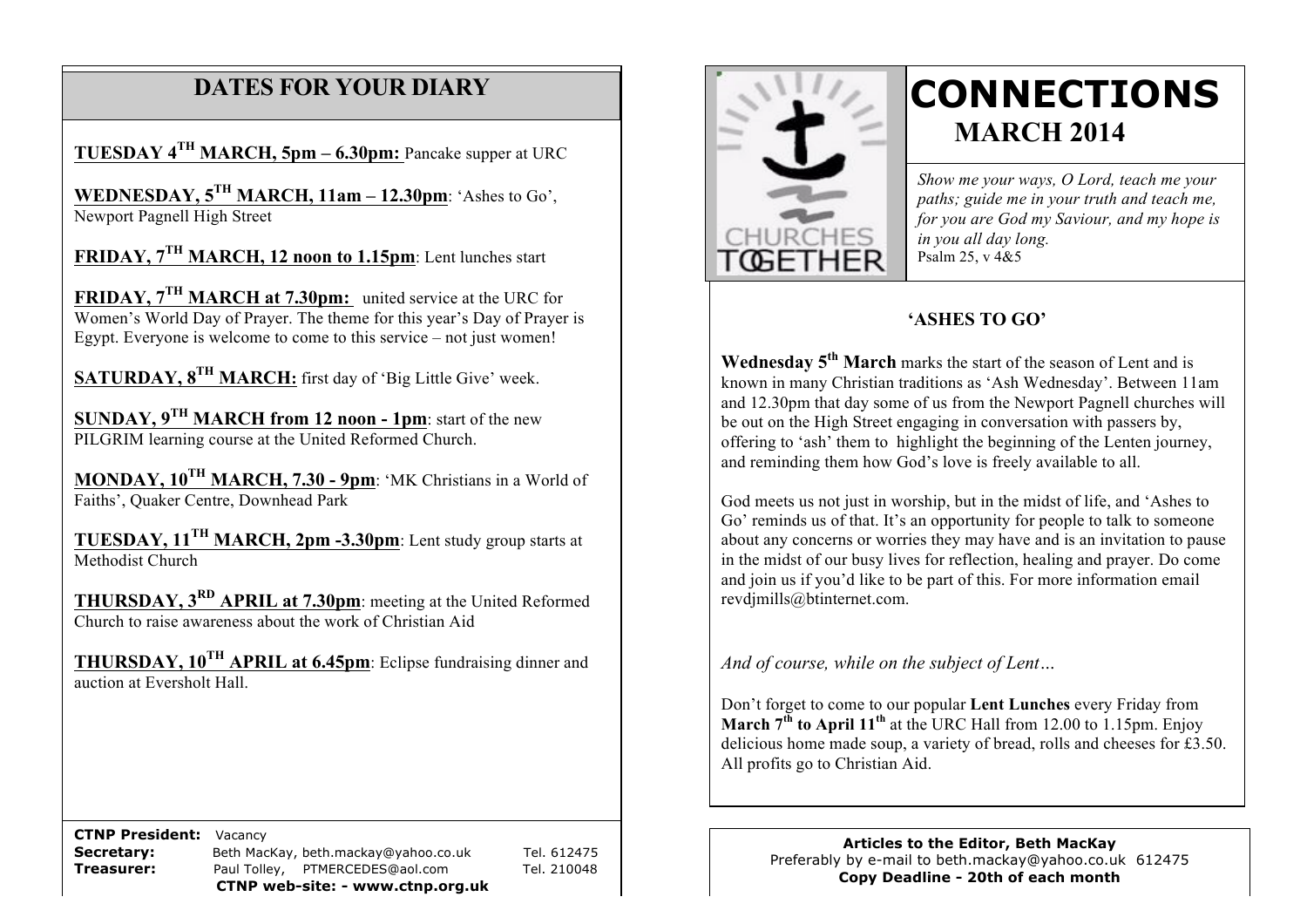## DATES FOR YOUR DIARY

**TUESDAY 4TH MARCH, 5pm – 6.30pm:** Pancake supper at URC

**WEDNESDAY, 5TH MARCH, 11am – 12.30pm**: 'Ashes to Go', Newport Pagnell High Street

**FRIDAY, 7TH MARCH, 12 noon to 1.15pm**: Lent lunches start

**FRIDAY, 7TH MARCH at 7.30pm:** united service at the URC for Women's World Day of Prayer. The theme for this year's Day of Prayer is Egypt. Everyone is welcome to come to this service – not just women!

**SATURDAY, 8TH MARCH:** first day of 'Big Little Give' week.

**SUNDAY, 9TH MARCH from 12 noon - 1pm**: start of the new PILGRIM learning course at the United Reformed Church.

**MONDAY, 10TH MARCH, 7.30 - 9pm**: 'MK Christians in a World of Faiths', Quaker Centre, Downhead Park

**TUESDAY, 11TH MARCH, 2pm -3.30pm**: Lent study group starts at Methodist Church

**THURSDAY, 3RD APRIL at 7.30pm**: meeting at the United Reformed Church to raise awareness about the work of Christian Aid

**THURSDAY, 10TH APRIL at 6.45pm**: Eclipse fundraising dinner and auction at Eversholt Hall.

| | | |
|---|---|---|
| **CTNP President:** | Vacancy | |
| **Secretary:** | Beth MacKay, beth.mackay@yahoo.co.uk | Tel. 612475 |
| **Treasurer:** | Paul Tolley, PTMERCEDES@aol.com | Tel. 210048 |

**CTNP web-site: - www.ctnp.org.uk**

CHURCHES TOGETHER

# CONNECTIONS
## MARCH 2014

*Show me your ways, O Lord, teach me your paths; guide me in your truth and teach me, for you are God my Saviour, and my hope is in you all day long.*
Psalm 25, v 4&5

### 'ASHES TO GO'

**Wednesday 5th March** marks the start of the season of Lent and is known in many Christian traditions as 'Ash Wednesday'. Between 11am and 12.30pm that day some of us from the Newport Pagnell churches will be out on the High Street engaging in conversation with passers by, offering to 'ash' them to highlight the beginning of the Lenten journey, and reminding them how God's love is freely available to all.

God meets us not just in worship, but in the midst of life, and 'Ashes to Go' reminds us of that. It's an opportunity for people to talk to someone about any concerns or worries they may have and is an invitation to pause in the midst of our busy lives for reflection, healing and prayer. Do come and join us if you'd like to be part of this. For more information email revdjmills@btinternet.com.

*And of course, while on the subject of Lent…*

Don't forget to come to our popular **Lent Lunches** every Friday from **March 7th to April 11th** at the URC Hall from 12.00 to 1.15pm. Enjoy delicious home made soup, a variety of bread, rolls and cheeses for £3.50. All profits go to Christian Aid.

**Articles to the Editor, Beth MacKay**
Preferably by e-mail to beth.mackay@yahoo.co.uk 612475
**Copy Deadline - 20th of each month**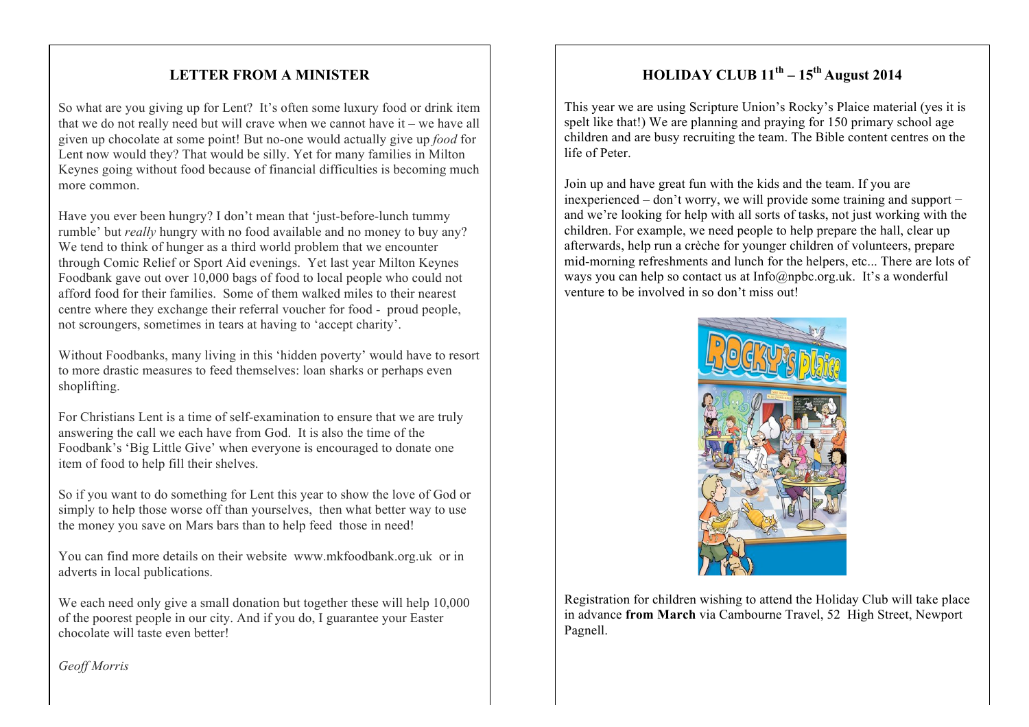## LETTER FROM A MINISTER

So what are you giving up for Lent? It's often some luxury food or drink item that we do not really need but will crave when we cannot have it – we have all given up chocolate at some point! But no-one would actually give up *food* for Lent now would they? That would be silly. Yet for many families in Milton Keynes going without food because of financial difficulties is becoming much more common.

Have you ever been hungry? I don't mean that 'just-before-lunch tummy rumble' but *really* hungry with no food available and no money to buy any? We tend to think of hunger as a third world problem that we encounter through Comic Relief or Sport Aid evenings. Yet last year Milton Keynes Foodbank gave out over 10,000 bags of food to local people who could not afford food for their families. Some of them walked miles to their nearest centre where they exchange their referral voucher for food - proud people, not scroungers, sometimes in tears at having to 'accept charity'.

Without Foodbanks, many living in this 'hidden poverty' would have to resort to more drastic measures to feed themselves: loan sharks or perhaps even shoplifting.

For Christians Lent is a time of self-examination to ensure that we are truly answering the call we each have from God. It is also the time of the Foodbank's 'Big Little Give' when everyone is encouraged to donate one item of food to help fill their shelves.

So if you want to do something for Lent this year to show the love of God or simply to help those worse off than yourselves, then what better way to use the money you save on Mars bars than to help feed those in need!

You can find more details on their website www.mkfoodbank.org.uk or in adverts in local publications.

We each need only give a small donation but together these will help 10,000 of the poorest people in our city. And if you do, I guarantee your Easter chocolate will taste even better!

*Geoff Morris*

## HOLIDAY CLUB 11th – 15th August 2014

This year we are using Scripture Union's Rocky's Plaice material (yes it is spelt like that!) We are planning and praying for 150 primary school age children and are busy recruiting the team. The Bible content centres on the life of Peter.

Join up and have great fun with the kids and the team. If you are inexperienced – don't worry, we will provide some training and support − and we're looking for help with all sorts of tasks, not just working with the children. For example, we need people to help prepare the hall, clear up afterwards, help run a crèche for younger children of volunteers, prepare mid-morning refreshments and lunch for the helpers, etc... There are lots of ways you can help so contact us at Info@npbc.org.uk. It's a wonderful venture to be involved in so don't miss out!

Registration for children wishing to attend the Holiday Club will take place in advance **from March** via Cambourne Travel, 52 High Street, Newport Pagnell.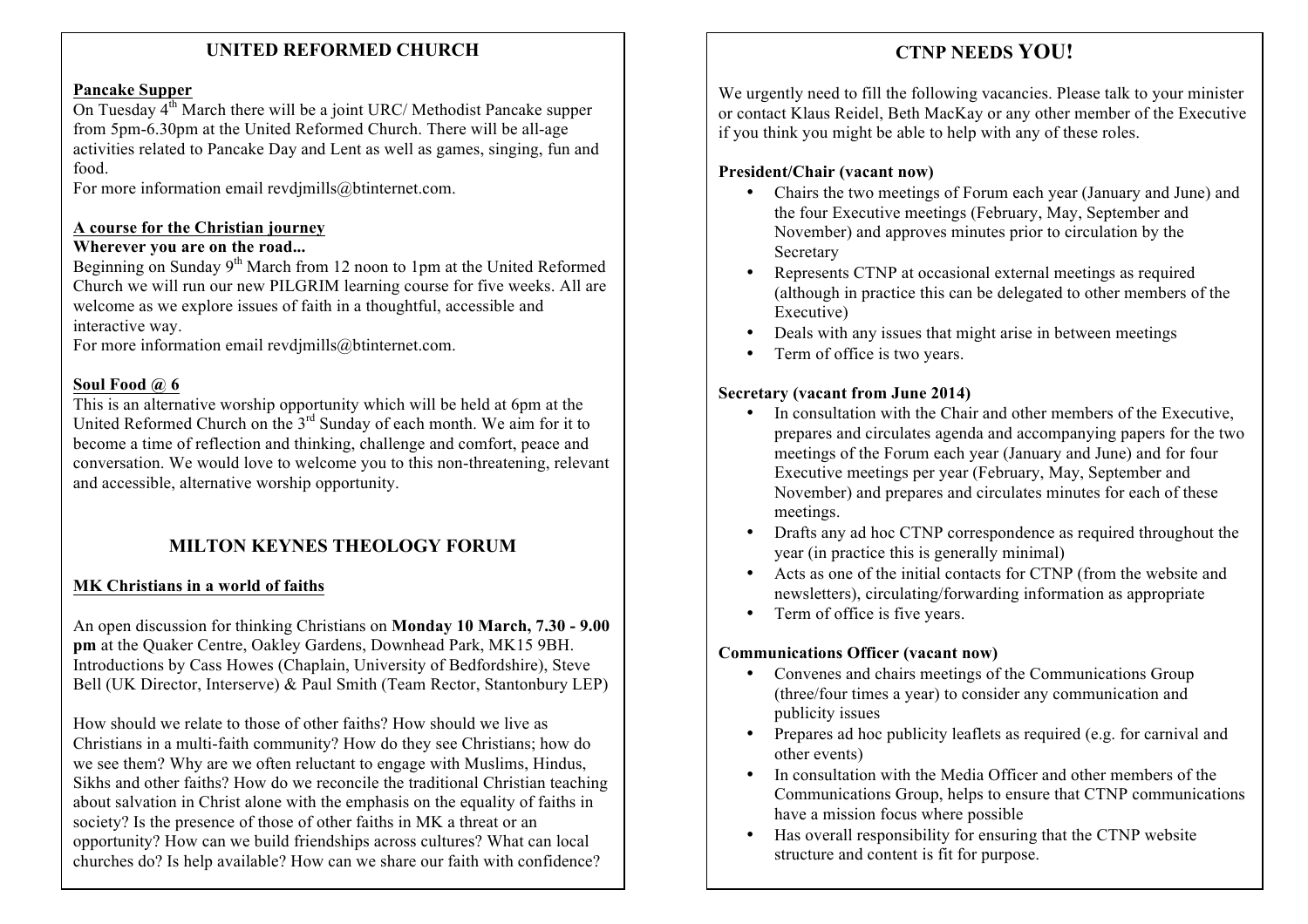## UNITED REFORMED CHURCH

**Pancake Supper**

On Tuesday 4th March there will be a joint URC/ Methodist Pancake supper from 5pm-6.30pm at the United Reformed Church. There will be all-age activities related to Pancake Day and Lent as well as games, singing, fun and food.

For more information email revdjmills@btinternet.com.

**A course for the Christian journey**

**Wherever you are on the road...**

Beginning on Sunday 9th March from 12 noon to 1pm at the United Reformed Church we will run our new PILGRIM learning course for five weeks. All are welcome as we explore issues of faith in a thoughtful, accessible and interactive way.

For more information email revdjmills@btinternet.com.

**Soul Food @ 6**

This is an alternative worship opportunity which will be held at 6pm at the United Reformed Church on the 3rd Sunday of each month. We aim for it to become a time of reflection and thinking, challenge and comfort, peace and conversation. We would love to welcome you to this non-threatening, relevant and accessible, alternative worship opportunity.

## MILTON KEYNES THEOLOGY FORUM

**MK Christians in a world of faiths**

An open discussion for thinking Christians on **Monday 10 March, 7.30 - 9.00 pm** at the Quaker Centre, Oakley Gardens, Downhead Park, MK15 9BH. Introductions by Cass Howes (Chaplain, University of Bedfordshire), Steve Bell (UK Director, Interserve) & Paul Smith (Team Rector, Stantonbury LEP)

How should we relate to those of other faiths? How should we live as Christians in a multi-faith community? How do they see Christians; how do we see them? Why are we often reluctant to engage with Muslims, Hindus, Sikhs and other faiths? How do we reconcile the traditional Christian teaching about salvation in Christ alone with the emphasis on the equality of faiths in society? Is the presence of those of other faiths in MK a threat or an opportunity? How can we build friendships across cultures? What can local churches do? Is help available? How can we share our faith with confidence?

## CTNP NEEDS YOU!

We urgently need to fill the following vacancies. Please talk to your minister or contact Klaus Reidel, Beth MacKay or any other member of the Executive if you think you might be able to help with any of these roles.

**President/Chair (vacant now)**

- Chairs the two meetings of Forum each year (January and June) and the four Executive meetings (February, May, September and November) and approves minutes prior to circulation by the Secretary
- Represents CTNP at occasional external meetings as required (although in practice this can be delegated to other members of the Executive)
- Deals with any issues that might arise in between meetings
- Term of office is two years.

**Secretary (vacant from June 2014)**

- In consultation with the Chair and other members of the Executive, prepares and circulates agenda and accompanying papers for the two meetings of the Forum each year (January and June) and for four Executive meetings per year (February, May, September and November) and prepares and circulates minutes for each of these meetings.
- Drafts any ad hoc CTNP correspondence as required throughout the year (in practice this is generally minimal)
- Acts as one of the initial contacts for CTNP (from the website and newsletters), circulating/forwarding information as appropriate
- Term of office is five years.

**Communications Officer (vacant now)**

- Convenes and chairs meetings of the Communications Group (three/four times a year) to consider any communication and publicity issues
- Prepares ad hoc publicity leaflets as required (e.g. for carnival and other events)
- In consultation with the Media Officer and other members of the Communications Group, helps to ensure that CTNP communications have a mission focus where possible
- Has overall responsibility for ensuring that the CTNP website structure and content is fit for purpose.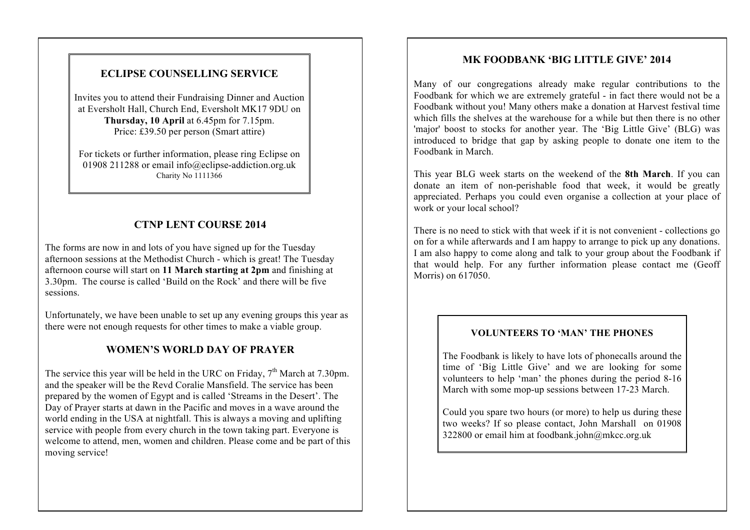## ECLIPSE COUNSELLING SERVICE

Invites you to attend their Fundraising Dinner and Auction at Eversholt Hall, Church End, Eversholt MK17 9DU on **Thursday, 10 April** at 6.45pm for 7.15pm.
Price: £39.50 per person (Smart attire)

For tickets or further information, please ring Eclipse on 01908 211288 or email info@eclipse-addiction.org.uk
Charity No 1111366

## CTNP LENT COURSE 2014

The forms are now in and lots of you have signed up for the Tuesday afternoon sessions at the Methodist Church - which is great! The Tuesday afternoon course will start on **11 March starting at 2pm** and finishing at 3.30pm. The course is called 'Build on the Rock' and there will be five sessions.

Unfortunately, we have been unable to set up any evening groups this year as there were not enough requests for other times to make a viable group.

## WOMEN'S WORLD DAY OF PRAYER

The service this year will be held in the URC on Friday, 7th March at 7.30pm. and the speaker will be the Revd Coralie Mansfield. The service has been prepared by the women of Egypt and is called 'Streams in the Desert'. The Day of Prayer starts at dawn in the Pacific and moves in a wave around the world ending in the USA at nightfall. This is always a moving and uplifting service with people from every church in the town taking part. Everyone is welcome to attend, men, women and children. Please come and be part of this moving service!

## MK FOODBANK 'BIG LITTLE GIVE' 2014

Many of our congregations already make regular contributions to the Foodbank for which we are extremely grateful - in fact there would not be a Foodbank without you! Many others make a donation at Harvest festival time which fills the shelves at the warehouse for a while but then there is no other 'major' boost to stocks for another year. The 'Big Little Give' (BLG) was introduced to bridge that gap by asking people to donate one item to the Foodbank in March.

This year BLG week starts on the weekend of the **8th March**. If you can donate an item of non-perishable food that week, it would be greatly appreciated. Perhaps you could even organise a collection at your place of work or your local school?

There is no need to stick with that week if it is not convenient - collections go on for a while afterwards and I am happy to arrange to pick up any donations. I am also happy to come along and talk to your group about the Foodbank if that would help. For any further information please contact me (Geoff Morris) on 617050.

### VOLUNTEERS TO 'MAN' THE PHONES

The Foodbank is likely to have lots of phonecalls around the time of 'Big Little Give' and we are looking for some volunteers to help 'man' the phones during the period 8-16 March with some mop-up sessions between 17-23 March.

Could you spare two hours (or more) to help us during these two weeks? If so please contact, John Marshall on 01908 322800 or email him at foodbank.john@mkcc.org.uk